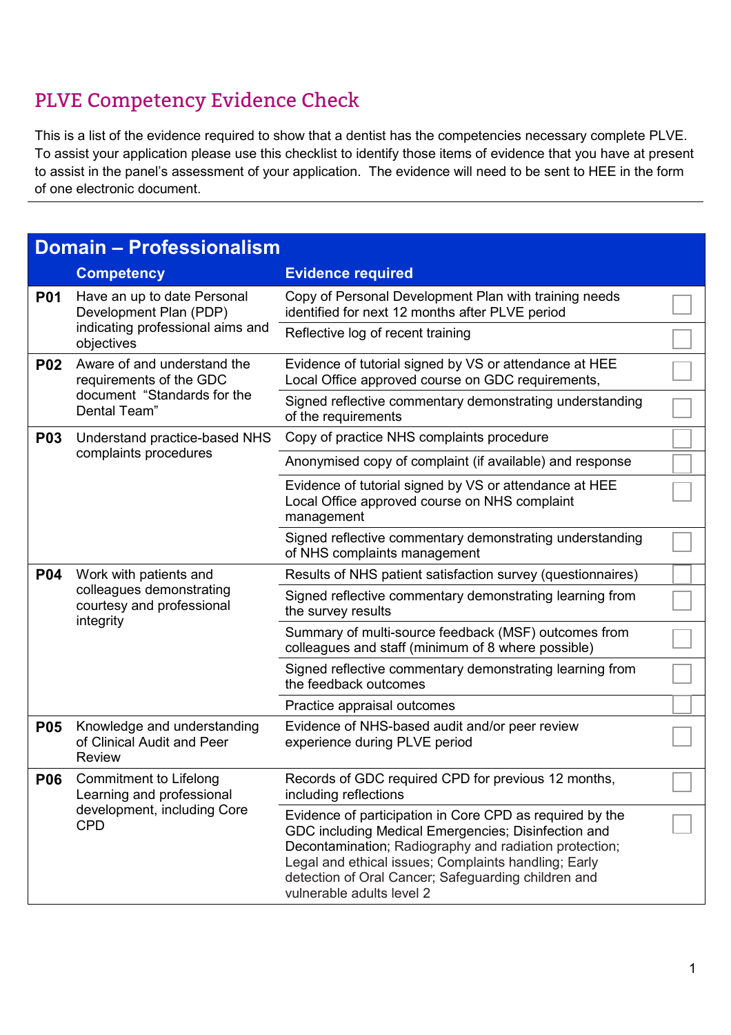# PLVE Competency Evidence Check

This is a list of the evidence required to show that a dentist has the competencies necessary complete PLVE. To assist your application please use this checklist to identify those items of evidence that you have at present to assist in the panel's assessment of your application. The evidence will need to be sent to HEE in the form of one electronic document.

## Domain – Professionalism

| | Competency | Evidence required | |
|---|---|---|---|
| **P01** | Have an up to date Personal Development Plan (PDP) indicating professional aims and objectives | Copy of Personal Development Plan with training needs identified for next 12 months after PLVE period | ☐ |
| | | Reflective log of recent training | ☐ |
| **P02** | Aware of and understand the requirements of the GDC document "Standards for the Dental Team" | Evidence of tutorial signed by VS or attendance at HEE Local Office approved course on GDC requirements, | ☐ |
| | | Signed reflective commentary demonstrating understanding of the requirements | ☐ |
| **P03** | Understand practice-based NHS complaints procedures | Copy of practice NHS complaints procedure | ☐ |
| | | Anonymised copy of complaint (if available) and response | ☐ |
| | | Evidence of tutorial signed by VS or attendance at HEE Local Office approved course on NHS complaint management | ☐ |
| | | Signed reflective commentary demonstrating understanding of NHS complaints management | ☐ |
| **P04** | Work with patients and colleagues demonstrating courtesy and professional integrity | Results of NHS patient satisfaction survey (questionnaires) | ☐ |
| | | Signed reflective commentary demonstrating learning from the survey results | ☐ |
| | | Summary of multi-source feedback (MSF) outcomes from colleagues and staff (minimum of 8 where possible) | ☐ |
| | | Signed reflective commentary demonstrating learning from the feedback outcomes | ☐ |
| | | Practice appraisal outcomes | ☐ |
| **P05** | Knowledge and understanding of Clinical Audit and Peer Review | Evidence of NHS-based audit and/or peer review experience during PLVE period | ☐ |
| **P06** | Commitment to Lifelong Learning and professional development, including Core CPD | Records of GDC required CPD for previous 12 months, including reflections | ☐ |
| | | Evidence of participation in Core CPD as required by the GDC including Medical Emergencies; Disinfection and Decontamination; Radiography and radiation protection; Legal and ethical issues; Complaints handling; Early detection of Oral Cancer; Safeguarding children and vulnerable adults level 2 | ☐ |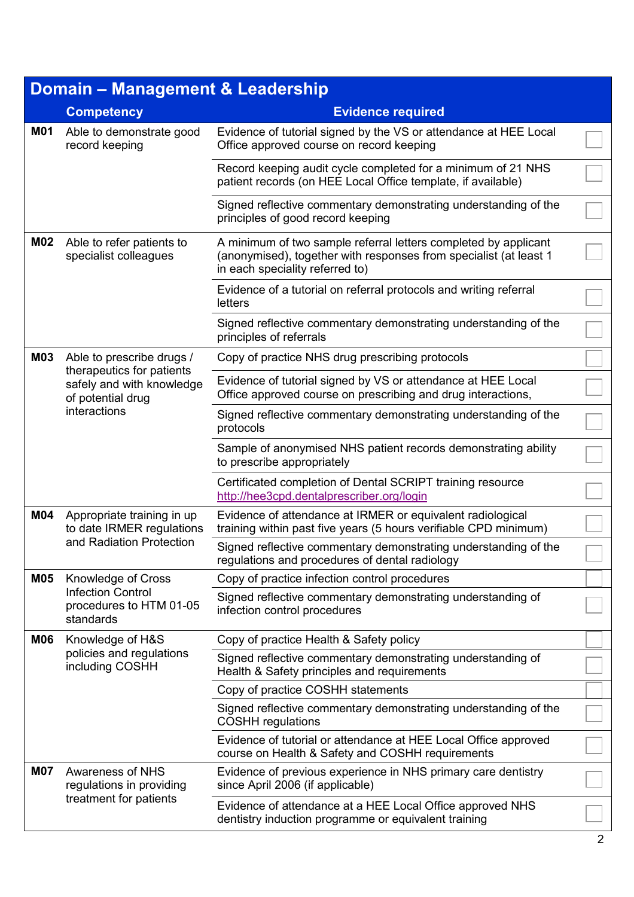| Domain – Management & Leadership | | | |
|---|---|---|---|
| | **Competency** | **Evidence required** | |
| **M01** | Able to demonstrate good record keeping | Evidence of tutorial signed by the VS or attendance at HEE Local Office approved course on record keeping | ☐ |
| | | Record keeping audit cycle completed for a minimum of 21 NHS patient records (on HEE Local Office template, if available) | ☐ |
| | | Signed reflective commentary demonstrating understanding of the principles of good record keeping | ☐ |
| **M02** | Able to refer patients to specialist colleagues | A minimum of two sample referral letters completed by applicant (anonymised), together with responses from specialist (at least 1 in each speciality referred to) | ☐ |
| | | Evidence of a tutorial on referral protocols and writing referral letters | ☐ |
| | | Signed reflective commentary demonstrating understanding of the principles of referrals | ☐ |
| **M03** | Able to prescribe drugs / therapeutics for patients safely and with knowledge of potential drug interactions | Copy of practice NHS drug prescribing protocols | ☐ |
| | | Evidence of tutorial signed by VS or attendance at HEE Local Office approved course on prescribing and drug interactions, | ☐ |
| | | Signed reflective commentary demonstrating understanding of the protocols | ☐ |
| | | Sample of anonymised NHS patient records demonstrating ability to prescribe appropriately | ☐ |
| | | Certificated completion of Dental SCRIPT training resource http://hee3cpd.dentalprescriber.org/login | ☐ |
| **M04** | Appropriate training in up to date IRMER regulations and Radiation Protection | Evidence of attendance at IRMER or equivalent radiological training within past five years (5 hours verifiable CPD minimum) | ☐ |
| | | Signed reflective commentary demonstrating understanding of the regulations and procedures of dental radiology | ☐ |
| **M05** | Knowledge of Cross Infection Control procedures to HTM 01-05 standards | Copy of practice infection control procedures | ☐ |
| | | Signed reflective commentary demonstrating understanding of infection control procedures | ☐ |
| **M06** | Knowledge of H&S policies and regulations including COSHH | Copy of practice Health & Safety policy | ☐ |
| | | Signed reflective commentary demonstrating understanding of Health & Safety principles and requirements | ☐ |
| | | Copy of practice COSHH statements | ☐ |
| | | Signed reflective commentary demonstrating understanding of the COSHH regulations | ☐ |
| | | Evidence of tutorial or attendance at HEE Local Office approved course on Health & Safety and COSHH requirements | ☐ |
| **M07** | Awareness of NHS regulations in providing treatment for patients | Evidence of previous experience in NHS primary care dentistry since April 2006 (if applicable) | ☐ |
| | | Evidence of attendance at a HEE Local Office approved NHS dentistry induction programme or equivalent training | ☐ |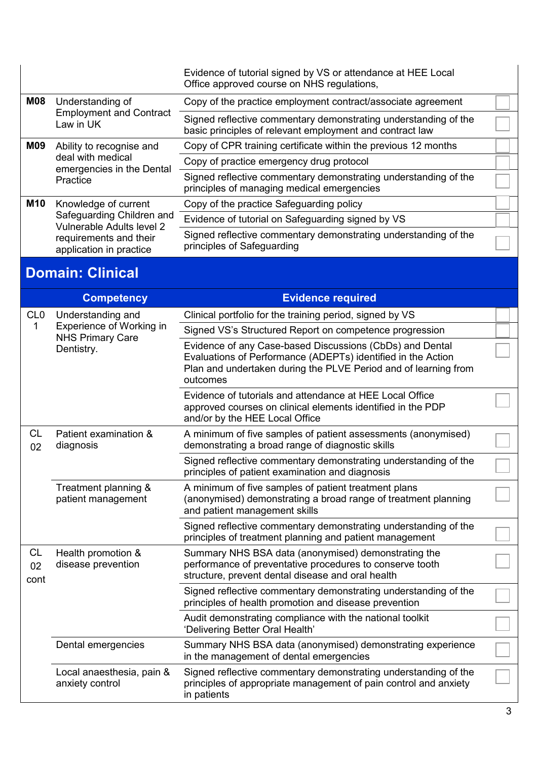| | | | |
|---|---|---|---|
| | | Evidence of tutorial signed by VS or attendance at HEE Local Office approved course on NHS regulations, | |
| **M08** | Understanding of Employment and Contract Law in UK | Copy of the practice employment contract/associate agreement | ☐ |
| | | Signed reflective commentary demonstrating understanding of the basic principles of relevant employment and contract law | ☐ |
| **M09** | Ability to recognise and deal with medical emergencies in the Dental Practice | Copy of CPR training certificate within the previous 12 months | ☐ |
| | | Copy of practice emergency drug protocol | ☐ |
| | | Signed reflective commentary demonstrating understanding of the principles of managing medical emergencies | ☐ |
| **M10** | Knowledge of current Safeguarding Children and Vulnerable Adults level 2 requirements and their application in practice | Copy of the practice Safeguarding policy | ☐ |
| | | Evidence of tutorial on Safeguarding signed by VS | ☐ |
| | | Signed reflective commentary demonstrating understanding of the principles of Safeguarding | ☐ |

## Domain: Clinical

| | Competency | Evidence required | |
|---|---|---|---|
| CL01 | Understanding and Experience of Working in NHS Primary Care Dentistry. | Clinical portfolio for the training period, signed by VS | ☐ |
| | | Signed VS's Structured Report on competence progression | ☐ |
| | | Evidence of any Case-based Discussions (CbDs) and Dental Evaluations of Performance (ADEPTs) identified in the Action Plan and undertaken during the PLVE Period and of learning from outcomes | ☐ |
| | | Evidence of tutorials and attendance at HEE Local Office approved courses on clinical elements identified in the PDP and/or by the HEE Local Office | ☐ |
| CL 02 | Patient examination & diagnosis | A minimum of five samples of patient assessments (anonymised) demonstrating a broad range of diagnostic skills | ☐ |
| | | Signed reflective commentary demonstrating understanding of the principles of patient examination and diagnosis | ☐ |
| | Treatment planning & patient management | A minimum of five samples of patient treatment plans (anonymised) demonstrating a broad range of treatment planning and patient management skills | ☐ |
| | | Signed reflective commentary demonstrating understanding of the principles of treatment planning and patient management | ☐ |
| CL 02 cont | Health promotion & disease prevention | Summary NHS BSA data (anonymised) demonstrating the performance of preventative procedures to conserve tooth structure, prevent dental disease and oral health | ☐ |
| | | Signed reflective commentary demonstrating understanding of the principles of health promotion and disease prevention | ☐ |
| | | Audit demonstrating compliance with the national toolkit 'Delivering Better Oral Health' | ☐ |
| | Dental emergencies | Summary NHS BSA data (anonymised) demonstrating experience in the management of dental emergencies | ☐ |
| | Local anaesthesia, pain & anxiety control | Signed reflective commentary demonstrating understanding of the principles of appropriate management of pain control and anxiety in patients | ☐ |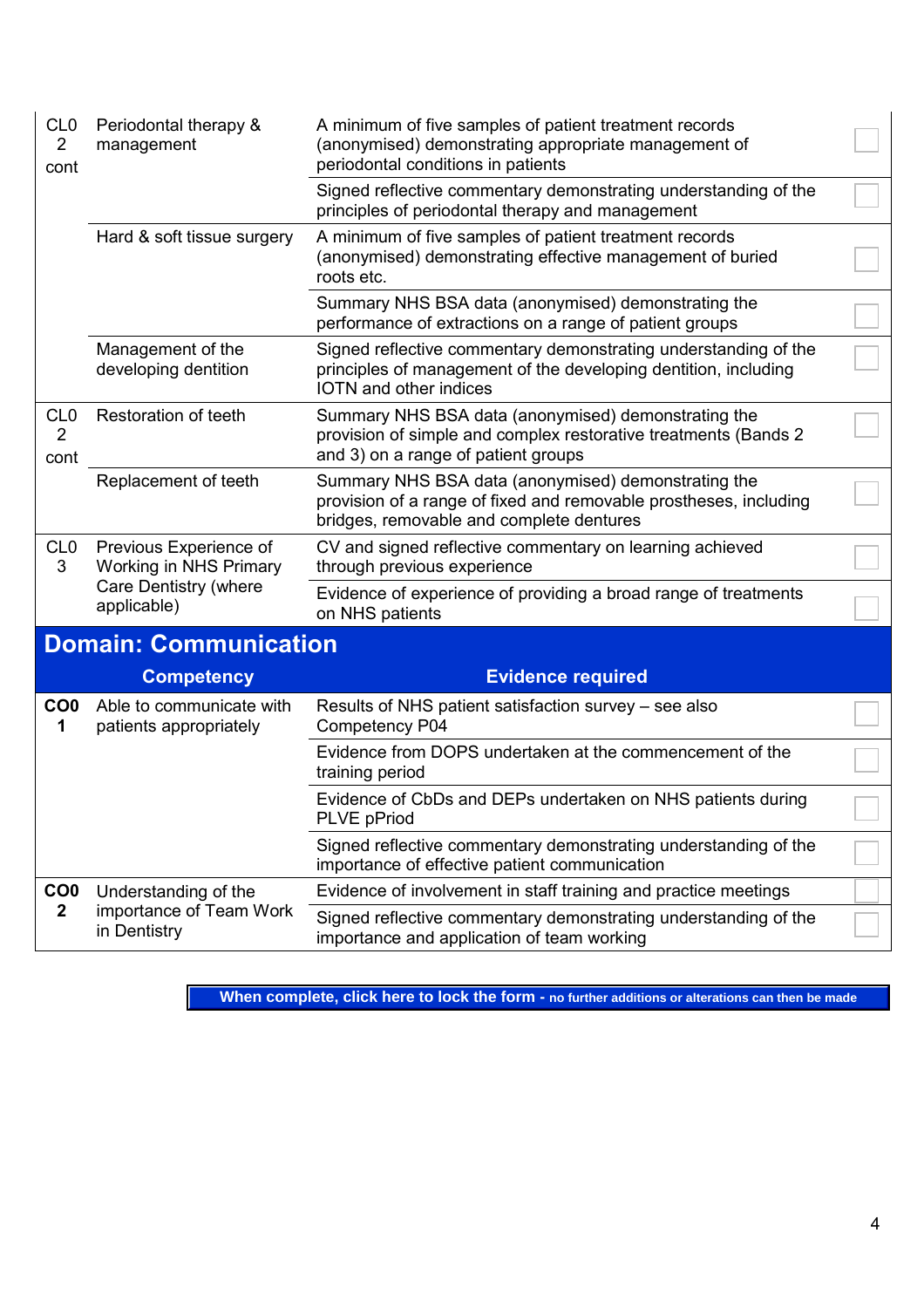| | | | |
|---|---|---|---|
| CL02 cont | Periodontal therapy & management | A minimum of five samples of patient treatment records (anonymised) demonstrating appropriate management of periodontal conditions in patients | ☐ |
| | | Signed reflective commentary demonstrating understanding of the principles of periodontal therapy and management | ☐ |
| | Hard & soft tissue surgery | A minimum of five samples of patient treatment records (anonymised) demonstrating effective management of buried roots etc. | ☐ |
| | | Summary NHS BSA data (anonymised) demonstrating the performance of extractions on a range of patient groups | ☐ |
| | Management of the developing dentition | Signed reflective commentary demonstrating understanding of the principles of management of the developing dentition, including IOTN and other indices | ☐ |
| CL02 cont | Restoration of teeth | Summary NHS BSA data (anonymised) demonstrating the provision of simple and complex restorative treatments (Bands 2 and 3) on a range of patient groups | ☐ |
| | Replacement of teeth | Summary NHS BSA data (anonymised) demonstrating the provision of a range of fixed and removable prostheses, including bridges, removable and complete dentures | ☐ |
| CL03 | Previous Experience of Working in NHS Primary Care Dentistry (where applicable) | CV and signed reflective commentary on learning achieved through previous experience | ☐ |
| | | Evidence of experience of providing a broad range of treatments on NHS patients | ☐ |

## Domain: Communication

| | Competency | Evidence required | |
|---|---|---|---|
| **CO01** | Able to communicate with patients appropriately | Results of NHS patient satisfaction survey – see also Competency P04 | ☐ |
| | | Evidence from DOPS undertaken at the commencement of the training period | ☐ |
| | | Evidence of CbDs and DEPs undertaken on NHS patients during PLVE pPriod | ☐ |
| | | Signed reflective commentary demonstrating understanding of the importance of effective patient communication | ☐ |
| **CO02** | Understanding of the importance of Team Work in Dentistry | Evidence of involvement in staff training and practice meetings | ☐ |
| | | Signed reflective commentary demonstrating understanding of the importance and application of team working | ☐ |

**When complete, click here to lock the form - no further additions or alterations can then be made**